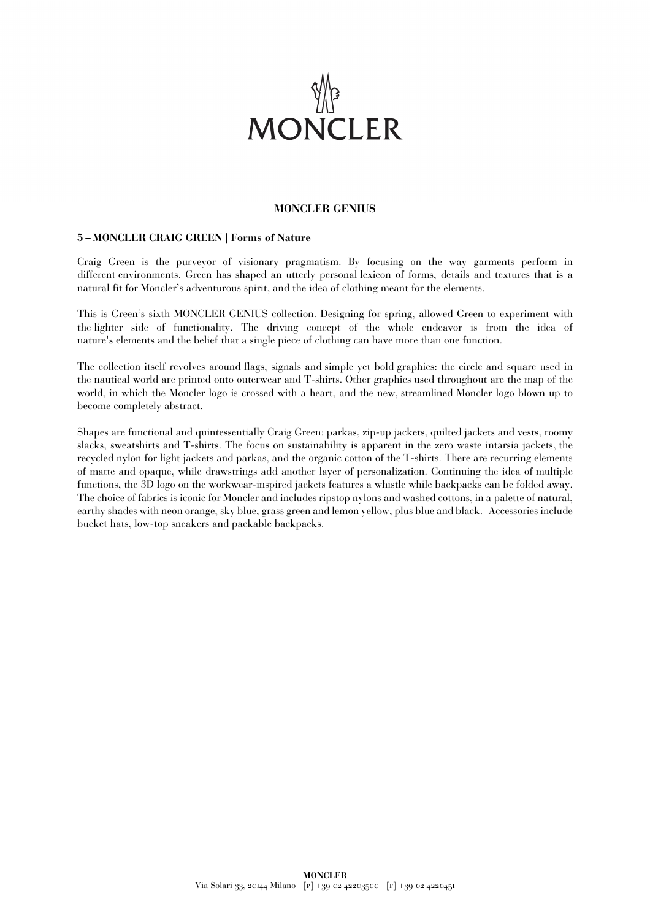# MONCLER GENIUS

## 5 – MONCLER CRAIG GREEN | Forms of Nature

Craig Green is the purveyor of visionary pragmatism. By focusing on the way garments perform in different environments. Green has shaped an utterly personal lexicon of forms, details and textures that is a natural fit for Moncler's adventurous spirit, and the idea of clothing meant for the elements.

This is Green's sixth MONCLER GENIUS collection. Designing for spring, allowed Green to experiment with the lighter side of functionality. The driving concept of the whole endeavor is from the idea of nature's elements and the belief that a single piece of clothing can have more than one function.

The collection itself revolves around flags, signals and simple yet bold graphics: the circle and square used in the nautical world are printed onto outerwear and T-shirts. Other graphics used throughout are the map of the world, in which the Moncler logo is crossed with a heart, and the new, streamlined Moncler logo blown up to become completely abstract.

Shapes are functional and quintessentially Craig Green: parkas, zip-up jackets, quilted jackets and vests, roomy slacks, sweatshirts and T-shirts. The focus on sustainability is apparent in the zero waste intarsia jackets, the recycled nylon for light jackets and parkas, and the organic cotton of the T-shirts. There are recurring elements of matte and opaque, while drawstrings add another layer of personalization. Continuing the idea of multiple functions, the 3D logo on the workwear-inspired jackets features a whistle while backpacks can be folded away. The choice of fabrics is iconic for Moncler and includes ripstop nylons and washed cottons, in a palette of natural, earthy shades with neon orange, sky blue, grass green and lemon yellow, plus blue and black. Accessories include bucket hats, low-top sneakers and packable backpacks.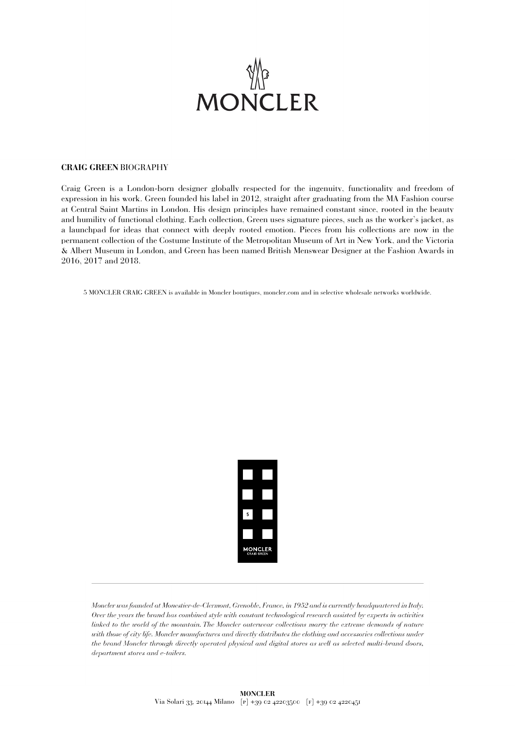**CRAIG GREEN** BIOGRAPHY

Craig Green is a London-born designer globally respected for the ingenuity, functionality and freedom of expression in his work. Green founded his label in 2012, straight after graduating from the MA Fashion course at Central Saint Martins in London. His design principles have remained constant since, rooted in the beauty and humility of functional clothing. Each collection, Green uses signature pieces, such as the worker's jacket, as a launchpad for ideas that connect with deeply rooted emotion. Pieces from his collections are now in the permanent collection of the Costume Institute of the Metropolitan Museum of Art in New York, and the Victoria & Albert Museum in London, and Green has been named British Menswear Designer at the Fashion Awards in 2016, 2017 and 2018.

5 MONCLER CRAIG GREEN is available in Moncler boutiques, moncler.com and in selective wholesale networks worldwide.

---

*Moncler was founded at Monestier-de-Clermont, Grenoble, France, in 1952 and is currently headquartered in Italy. Over the years the brand has combined style with constant technological research assisted by experts in activities linked to the world of the mountain. The Moncler outerwear collections marry the extreme demands of nature with those of city life. Moncler manufactures and directly distributes the clothing and accessories collections under the brand Moncler through directly operated physical and digital stores as well as selected multi-brand doors, department stores and e-tailers.*

**MONCLER**
Via Solari 33, 20144 Milano [P] +39 02 42203500 [F] +39 02 4220451